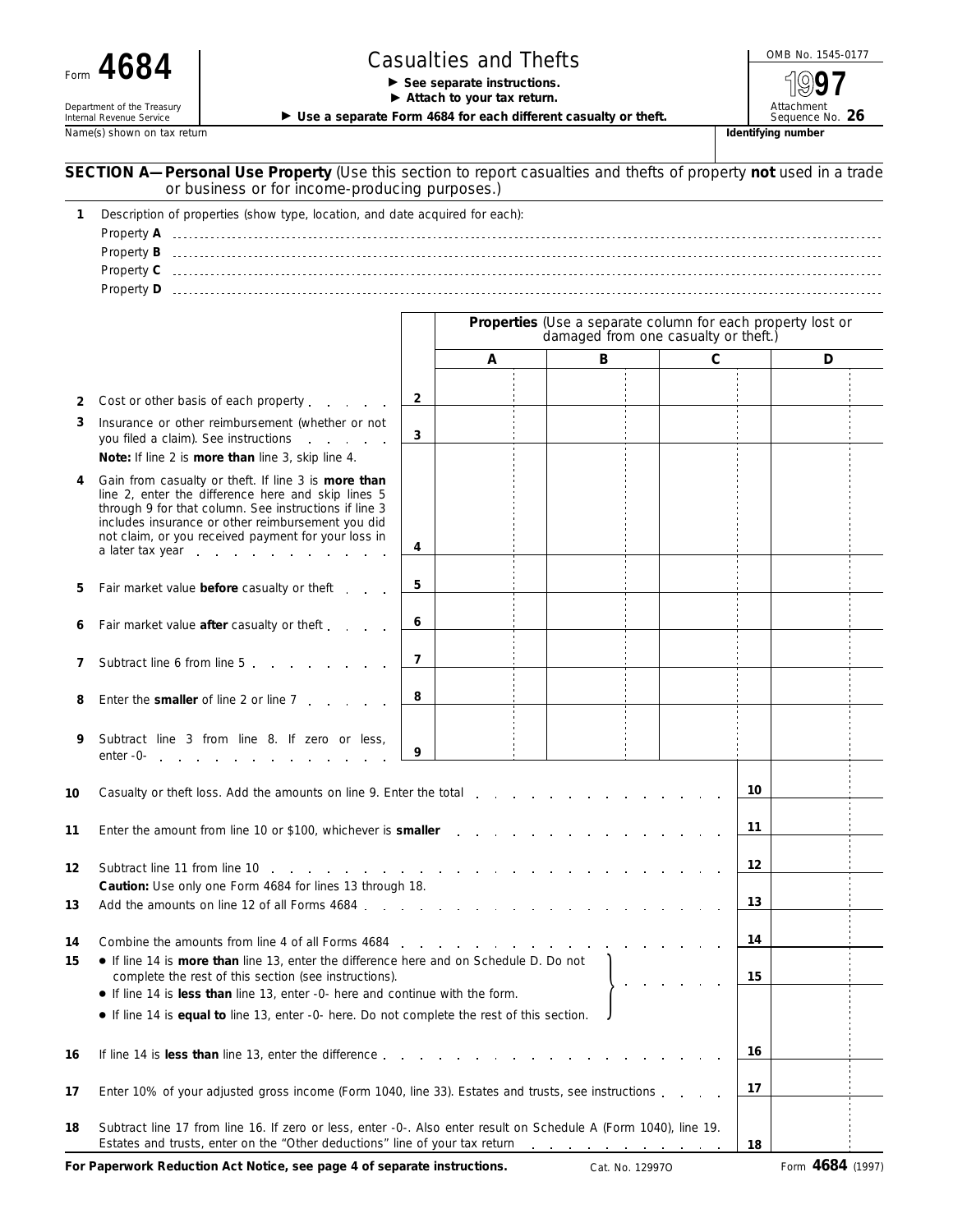Form **4684**

Department of the Treasury
Internal Revenue Service

# Casualties and Thefts

► **See separate instructions.**
► **Attach to your tax return.**
► **Use a separate Form 4684 for each different casualty or theft.**

OMB No. 1545-0177

**1997**

Attachment Sequence No. **26**

Name(s) shown on tax return | **Identifying number**

## SECTION A—Personal Use Property (Use this section to report casualties and thefts of property **not** used in a trade or business or for income-producing purposes.)

**1** Description of properties (show type, location, and date acquired for each):

Property **A**

Property **B**

Property **C**

Property **D**

| | | Properties (Use a separate column for each property lost or damaged from one casualty or theft.) | | | |
|---|---|---|---|---|---|
| | | **A** | **B** | **C** | **D** |
| **2** Cost or other basis of each property | 2 | | | | |
| **3** Insurance or other reimbursement (whether or not you filed a claim). See instructions | 3 | | | | |
| **Note:** If line 2 is **more than** line 3, skip line 4. | | | | | |
| **4** Gain from casualty or theft. If line 3 is **more than** line 2, enter the difference here and skip lines 5 through 9 for that column. See instructions if line 3 includes insurance or other reimbursement you did not claim, or you received payment for your loss in a later tax year | 4 | | | | |
| **5** Fair market value **before** casualty or theft | 5 | | | | |
| **6** Fair market value **after** casualty or theft | 6 | | | | |
| **7** Subtract line 6 from line 5 | 7 | | | | |
| **8** Enter the **smaller** of line 2 or line 7 | 8 | | | | |
| **9** Subtract line 3 from line 8. If zero or less, enter -0- | 9 | | | | |

| | | |
|---|---|---|
| **10** Casualty or theft loss. Add the amounts on line 9. Enter the total | 10 | |
| **11** Enter the amount from line 10 or $100, whichever is **smaller** | 11 | |
| **12** Subtract line 11 from line 10 | 12 | |
| **Caution:** Use only one Form 4684 for lines 13 through 18. | | |
| **13** Add the amounts on line 12 of all Forms 4684 | 13 | |
| **14** Combine the amounts from line 4 of all Forms 4684 | 14 | |
| **15** • If line 14 is **more than** line 13, enter the difference here and on Schedule D. Do not complete the rest of this section (see instructions). • If line 14 is **less than** line 13, enter -0- here and continue with the form. • If line 14 is **equal to** line 13, enter -0- here. Do not complete the rest of this section. | 15 | |
| **16** If line 14 is **less than** line 13, enter the difference | 16 | |
| **17** Enter 10% of your adjusted gross income (Form 1040, line 33). Estates and trusts, see instructions | 17 | |
| **18** Subtract line 17 from line 16. If zero or less, enter -0-. Also enter result on Schedule A (Form 1040), line 19. Estates and trusts, enter on the "Other deductions" line of your tax return | 18 | |

**For Paperwork Reduction Act Notice, see page 4 of separate instructions.** Cat. No. 12997O Form **4684** (1997)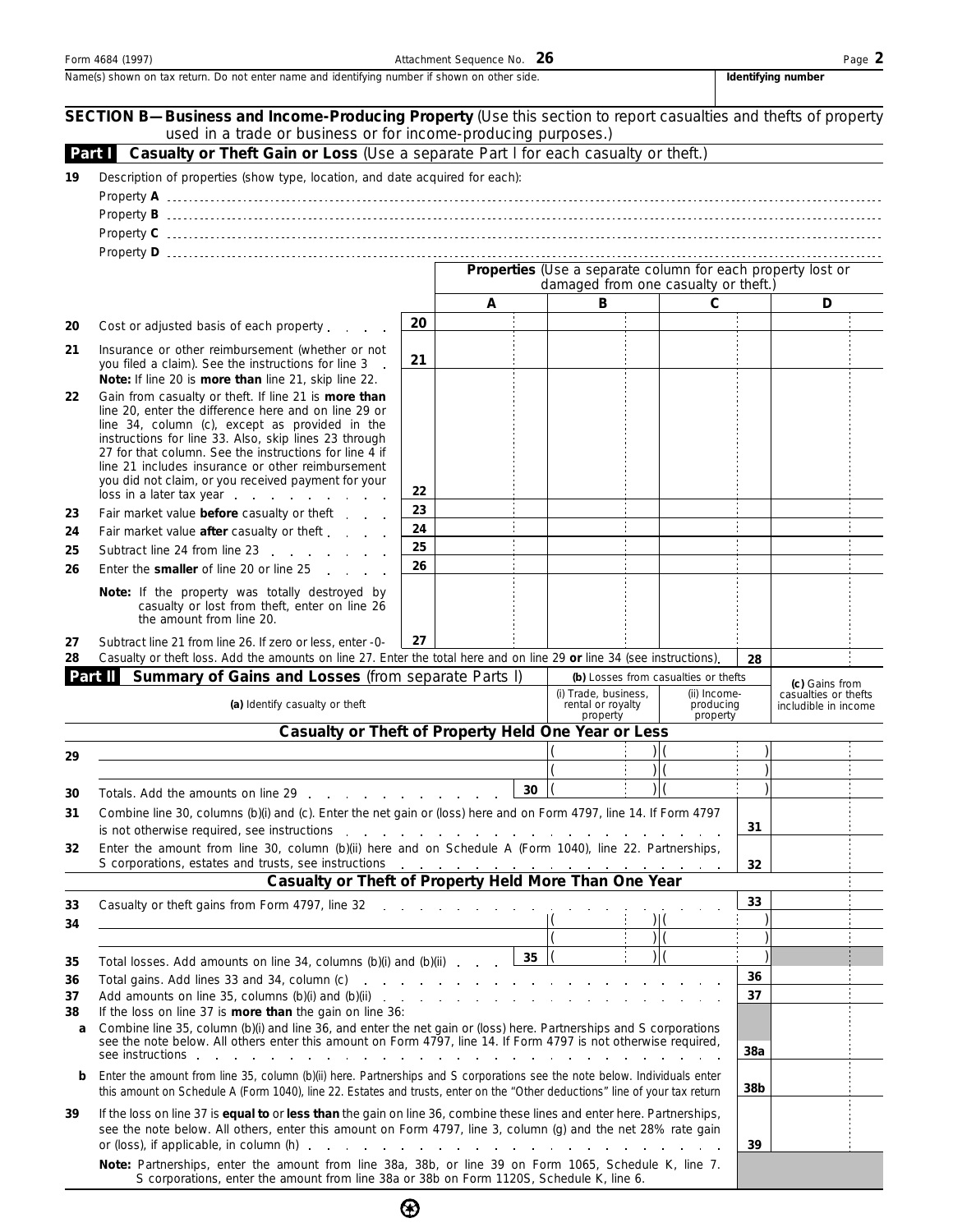Form 4684 (1997) Attachment Sequence No. **26**

Name(s) shown on tax return. Do not enter name and identifying number if shown on other side. | **Identifying number**

## SECTION B—Business and Income-Producing Property (Use this section to report casualties and thefts of property used in a trade or business or for income-producing purposes.)

### Part I Casualty or Theft Gain or Loss (Use a separate Part I for each casualty or theft.)

**19** Description of properties (show type, location, and date acquired for each):

Property **A**

Property **B**

Property **C**

Property **D**

| | | Properties (Use a separate column for each property lost or damaged from one casualty or theft.) | | | |
|---|---|---|---|---|---|
| | | **A** | **B** | **C** | **D** |
| **20** Cost or adjusted basis of each property | 20 | | | | |
| **21** Insurance or other reimbursement (whether or not you filed a claim). See the instructions for line 3<br>**Note:** If line 20 is **more than** line 21, skip line 22. | 21 | | | | |
| **22** Gain from casualty or theft. If line 21 is **more than** line 20, enter the difference here and on line 29 or line 34, column (c), except as provided in the instructions for line 33. Also, skip lines 23 through 27 for that column. See the instructions for line 4 if line 21 includes insurance or other reimbursement you did not claim, or you received payment for your loss in a later tax year | 22 | | | | |
| **23** Fair market value **before** casualty or theft | 23 | | | | |
| **24** Fair market value **after** casualty or theft | 24 | | | | |
| **25** Subtract line 24 from line 23 | 25 | | | | |
| **26** Enter the **smaller** of line 20 or line 25<br>**Note:** If the property was totally destroyed by casualty or lost from theft, enter on line 26 the amount from line 20. | 26 | | | | |
| **27** Subtract line 21 from line 26. If zero or less, enter -0- | 27 | | | | |

**28** Casualty or theft loss. Add the amounts on line 27. Enter the total here and on line 29 **or** line 34 (see instructions). | **28** |

### Part II Summary of Gains and Losses (from separate Parts I)

| (a) Identify casualty or theft | | (b) Losses from casualties or thefts | | (c) Gains from casualties or thefts includible in income |
|---|---|---|---|---|
| | | (i) Trade, business, rental or royalty property | (ii) Income-producing property | |
| **Casualty or Theft of Property Held One Year or Less** | | | | |
| **29** | | ( ) | ( ) | |
| | | ( ) | ( ) | |
| **30** Totals. Add the amounts on line 29 | 30 | ( ) | ( ) | |
| **31** Combine line 30, columns (b)(i) and (c). Enter the net gain or (loss) here and on Form 4797, line 14. If Form 4797 is not otherwise required, see instructions | | | 31 | |
| **32** Enter the amount from line 30, column (b)(ii) here and on Schedule A (Form 1040), line 22. Partnerships, S corporations, estates and trusts, see instructions | | | 32 | |
| **Casualty or Theft of Property Held More Than One Year** | | | | |
| **33** Casualty or theft gains from Form 4797, line 32 | | | 33 | |
| **34** | | ( ) | ( ) | |
| | | ( ) | ( ) | |
| **35** Total losses. Add amounts on line 34, columns (b)(i) and (b)(ii) | 35 | ( ) | ( ) | |
| **36** Total gains. Add lines 33 and 34, column (c) | | | 36 | |
| **37** Add amounts on line 35, columns (b)(i) and (b)(ii) | | | 37 | |

**38** If the loss on line 37 is **more than** the gain on line 36:

**a** Combine line 35, column (b)(i) and line 36, and enter the net gain or (loss) here. Partnerships and S corporations see the note below. All others enter this amount on Form 4797, line 14. If Form 4797 is not otherwise required, see instructions | **38a** |

**b** Enter the amount from line 35, column (b)(ii) here. Partnerships and S corporations see the note below. Individuals enter this amount on Schedule A (Form 1040), line 22. Estates and trusts, enter on the "Other deductions" line of your tax return | **38b** |

**39** If the loss on line 37 is **equal to** or **less than** the gain on line 36, combine these lines and enter here. Partnerships, see the note below. All others, enter this amount on Form 4797, line 3, column (g) and the net 28% rate gain or (loss), if applicable, in column (h) | **39** |

**Note:** Partnerships, enter the amount from line 38a, 38b, or line 39 on Form 1065, Schedule K, line 7. S corporations, enter the amount from line 38a or 38b on Form 1120S, Schedule K, line 6.